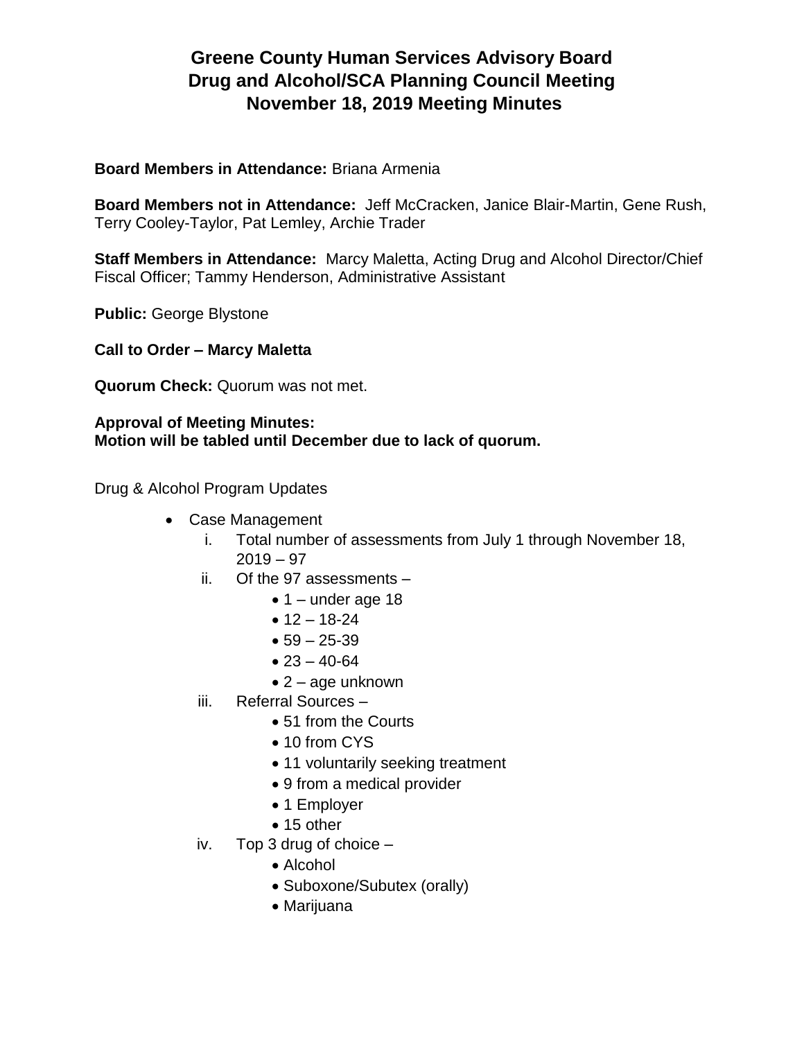# Greene County Human Services Advisory Board
# Drug and Alcohol/SCA Planning Council Meeting
# November 18, 2019 Meeting Minutes

**Board Members in Attendance:** Briana Armenia

**Board Members not in Attendance:** Jeff McCracken, Janice Blair-Martin, Gene Rush, Terry Cooley-Taylor, Pat Lemley, Archie Trader

**Staff Members in Attendance:** Marcy Maletta, Acting Drug and Alcohol Director/Chief Fiscal Officer; Tammy Henderson, Administrative Assistant

**Public:** George Blystone

**Call to Order – Marcy Maletta**

**Quorum Check:** Quorum was not met.

**Approval of Meeting Minutes:**
**Motion will be tabled until December due to lack of quorum.**

Drug & Alcohol Program Updates

- Case Management
  1. Total number of assessments from July 1 through November 18, 2019 – 97
  2. Of the 97 assessments –
     - 1 – under age 18
     - 12 – 18-24
     - 59 – 25-39
     - 23 – 40-64
     - 2 – age unknown
  3. Referral Sources –
     - 51 from the Courts
     - 10 from CYS
     - 11 voluntarily seeking treatment
     - 9 from a medical provider
     - 1 Employer
     - 15 other
  4. Top 3 drug of choice –
     - Alcohol
     - Suboxone/Subutex (orally)
     - Marijuana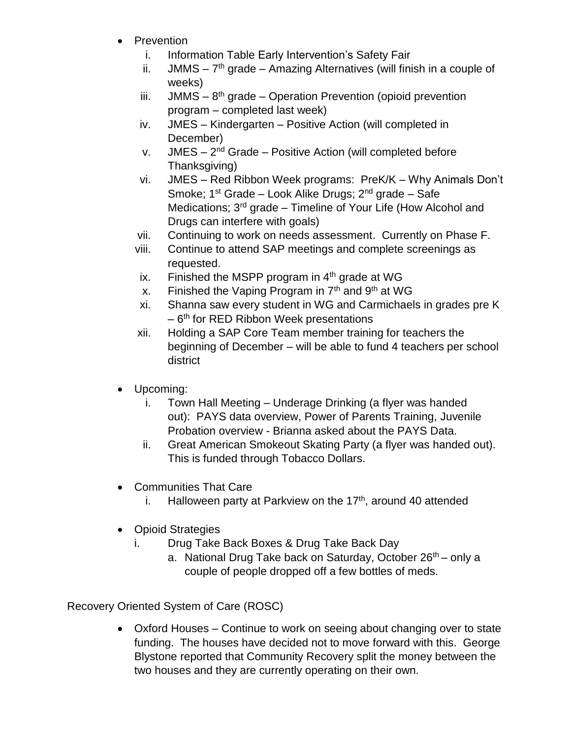- Prevention
    i. Information Table Early Intervention's Safety Fair
    ii. JMMS – 7th grade – Amazing Alternatives (will finish in a couple of weeks)
    iii. JMMS – 8th grade – Operation Prevention (opioid prevention program – completed last week)
    iv. JMES – Kindergarten – Positive Action (will completed in December)
    v. JMES – 2nd Grade – Positive Action (will completed before Thanksgiving)
    vi. JMES – Red Ribbon Week programs: PreK/K – Why Animals Don't Smoke; 1st Grade – Look Alike Drugs; 2nd grade – Safe Medications; 3rd grade – Timeline of Your Life (How Alcohol and Drugs can interfere with goals)
    vii. Continuing to work on needs assessment. Currently on Phase F.
    viii. Continue to attend SAP meetings and complete screenings as requested.
    ix. Finished the MSPP program in 4th grade at WG
    x. Finished the Vaping Program in 7th and 9th at WG
    xi. Shanna saw every student in WG and Carmichaels in grades pre K – 6th for RED Ribbon Week presentations
    xii. Holding a SAP Core Team member training for teachers the beginning of December – will be able to fund 4 teachers per school district

- Upcoming:
    i. Town Hall Meeting – Underage Drinking (a flyer was handed out): PAYS data overview, Power of Parents Training, Juvenile Probation overview - Brianna asked about the PAYS Data.
    ii. Great American Smokeout Skating Party (a flyer was handed out). This is funded through Tobacco Dollars.

- Communities That Care
    i. Halloween party at Parkview on the 17th, around 40 attended

- Opioid Strategies
    i. Drug Take Back Boxes & Drug Take Back Day
        a. National Drug Take back on Saturday, October 26th – only a couple of people dropped off a few bottles of meds.

Recovery Oriented System of Care (ROSC)

- Oxford Houses – Continue to work on seeing about changing over to state funding. The houses have decided not to move forward with this. George Blystone reported that Community Recovery split the money between the two houses and they are currently operating on their own.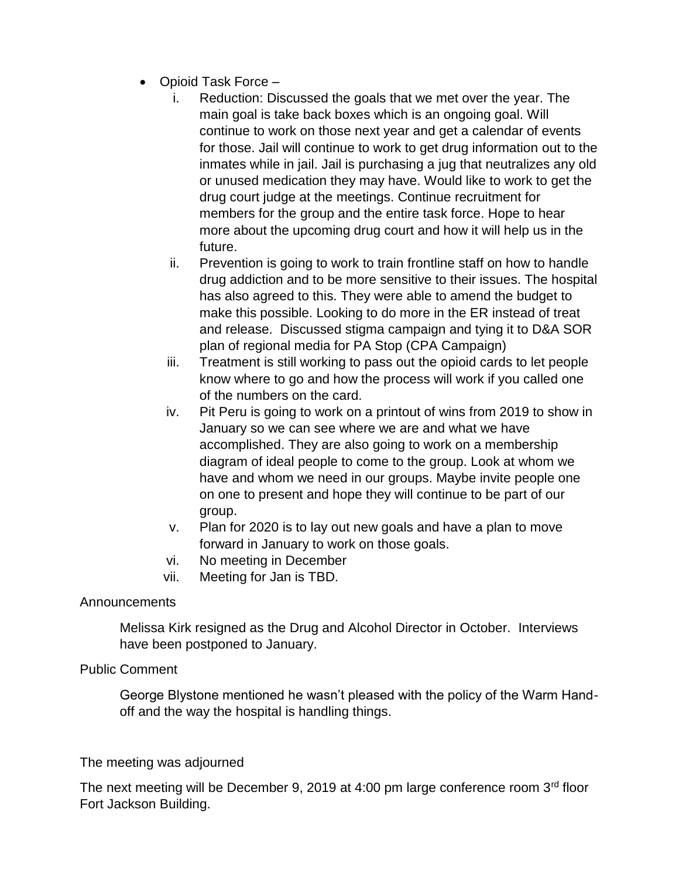- Opioid Task Force –
    1. Reduction: Discussed the goals that we met over the year. The main goal is take back boxes which is an ongoing goal. Will continue to work on those next year and get a calendar of events for those. Jail will continue to work to get drug information out to the inmates while in jail. Jail is purchasing a jug that neutralizes any old or unused medication they may have. Would like to work to get the drug court judge at the meetings. Continue recruitment for members for the group and the entire task force. Hope to hear more about the upcoming drug court and how it will help us in the future.
    2. Prevention is going to work to train frontline staff on how to handle drug addiction and to be more sensitive to their issues. The hospital has also agreed to this. They were able to amend the budget to make this possible. Looking to do more in the ER instead of treat and release. Discussed stigma campaign and tying it to D&A SOR plan of regional media for PA Stop (CPA Campaign)
    3. Treatment is still working to pass out the opioid cards to let people know where to go and how the process will work if you called one of the numbers on the card.
    4. Pit Peru is going to work on a printout of wins from 2019 to show in January so we can see where we are and what we have accomplished. They are also going to work on a membership diagram of ideal people to come to the group. Look at whom we have and whom we need in our groups. Maybe invite people one on one to present and hope they will continue to be part of our group.
    5. Plan for 2020 is to lay out new goals and have a plan to move forward in January to work on those goals.
    6. No meeting in December
    7. Meeting for Jan is TBD.

Announcements

Melissa Kirk resigned as the Drug and Alcohol Director in October. Interviews have been postponed to January.

Public Comment

George Blystone mentioned he wasn't pleased with the policy of the Warm Hand-off and the way the hospital is handling things.

The meeting was adjourned

The next meeting will be December 9, 2019 at 4:00 pm large conference room 3rd floor Fort Jackson Building.